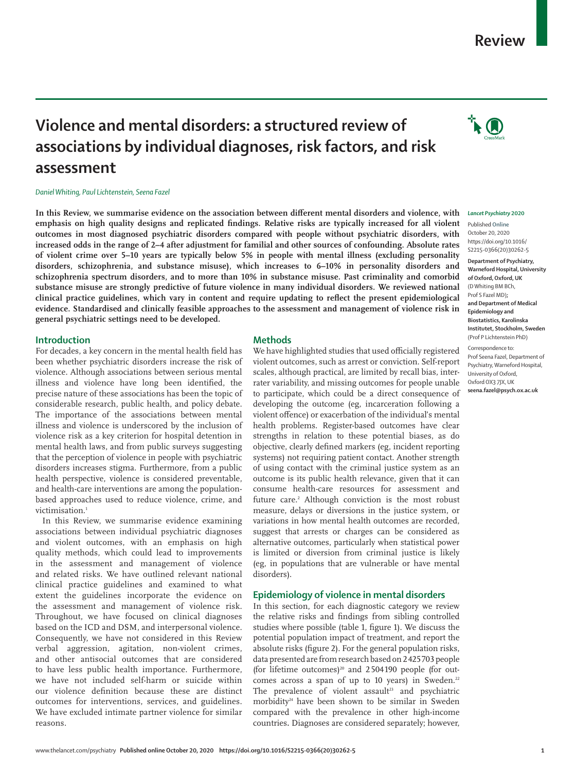# Violence and mental disorders: a structured review of associations by individual diagnoses, risk factors, and risk assessment

*Daniel Whiting, Paul Lichtenstein, Seena Fazel*

**In this Review, we summarise evidence on the association between different mental disorders and violence, with emphasis on high quality designs and replicated findings. Relative risks are typically increased for all violent outcomes in most diagnosed psychiatric disorders compared with people without psychiatric disorders, with increased odds in the range of 2–4 after adjustment for familial and other sources of confounding. Absolute rates of violent crime over 5–10 years are typically below 5% in people with mental illness (excluding personality disorders, schizophrenia, and substance misuse), which increases to 6–10% in personality disorders and schizophrenia spectrum disorders, and to more than 10% in substance misuse. Past criminality and comorbid substance misuse are strongly predictive of future violence in many individual disorders. We reviewed national clinical practice guidelines, which vary in content and require updating to reflect the present epidemiological evidence. Standardised and clinically feasible approaches to the assessment and management of violence risk in general psychiatric settings need to be developed.**

*Lancet Psychiatry* 2020

Published Online October 20, 2020 https://doi.org/10.1016/S2215-0366(20)30262-5

**Department of Psychiatry, Warneford Hospital, University of Oxford, Oxford, UK** (D Whiting BM BCh, Prof S Fazel MD)**; and Department of Medical Epidemiology and Biostatistics, Karolinska Institutet, Stockholm, Sweden** (Prof P Lichtenstein PhD)

Correspondence to: Prof Seena Fazel, Department of Psychiatry, Warneford Hospital, University of Oxford, Oxford OX3 7JX, UK **seena.fazel@psych.ox.ac.uk**

## Introduction

For decades, a key concern in the mental health field has been whether psychiatric disorders increase the risk of violence. Although associations between serious mental illness and violence have long been identified, the precise nature of these associations has been the topic of considerable research, public health, and policy debate. The importance of the associations between mental illness and violence is underscored by the inclusion of violence risk as a key criterion for hospital detention in mental health laws, and from public surveys suggesting that the perception of violence in people with psychiatric disorders increases stigma. Furthermore, from a public health perspective, violence is considered preventable, and health-care interventions are among the population-based approaches used to reduce violence, crime, and victimisation.[1]

In this Review, we summarise evidence examining associations between individual psychiatric diagnoses and violent outcomes, with an emphasis on high quality methods, which could lead to improvements in the assessment and management of violence and related risks. We have outlined relevant national clinical practice guidelines and examined to what extent the guidelines incorporate the evidence on the assessment and management of violence risk. Throughout, we have focused on clinical diagnoses based on the ICD and DSM, and interpersonal violence. Consequently, we have not considered in this Review verbal aggression, agitation, non-violent crimes, and other antisocial outcomes that are considered to have less public health importance. Furthermore, we have not included self-harm or suicide within our violence definition because these are distinct outcomes for interventions, services, and guidelines. We have excluded intimate partner violence for similar reasons.

## Methods

We have highlighted studies that used officially registered violent outcomes, such as arrest or conviction. Self-report scales, although practical, are limited by recall bias, inter-rater variability, and missing outcomes for people unable to participate, which could be a direct consequence of developing the outcome (eg, incarceration following a violent offence) or exacerbation of the individual's mental health problems. Register-based outcomes have clear strengths in relation to these potential biases, as do objective, clearly defined markers (eg, incident reporting systems) not requiring patient contact. Another strength of using contact with the criminal justice system as an outcome is its public health relevance, given that it can consume health-care resources for assessment and future care.[2] Although conviction is the most robust measure, delays or diversions in the justice system, or variations in how mental health outcomes are recorded, suggest that arrests or charges can be considered as alternative outcomes, particularly when statistical power is limited or diversion from criminal justice is likely (eg, in populations that are vulnerable or have mental disorders).

## Epidemiology of violence in mental disorders

In this section, for each diagnostic category we review the relative risks and findings from sibling controlled studies where possible (table 1, figure 1). We discuss the potential population impact of treatment, and report the absolute risks (figure 2). For the general population risks, data presented are from research based on 2 425 703 people (for lifetime outcomes)[20] and 2 504 190 people (for outcomes across a span of up to 10 years) in Sweden.[22] The prevalence of violent assault[23] and psychiatric morbidity[24] have been shown to be similar in Sweden compared with the prevalence in other high-income countries. Diagnoses are considered separately; however,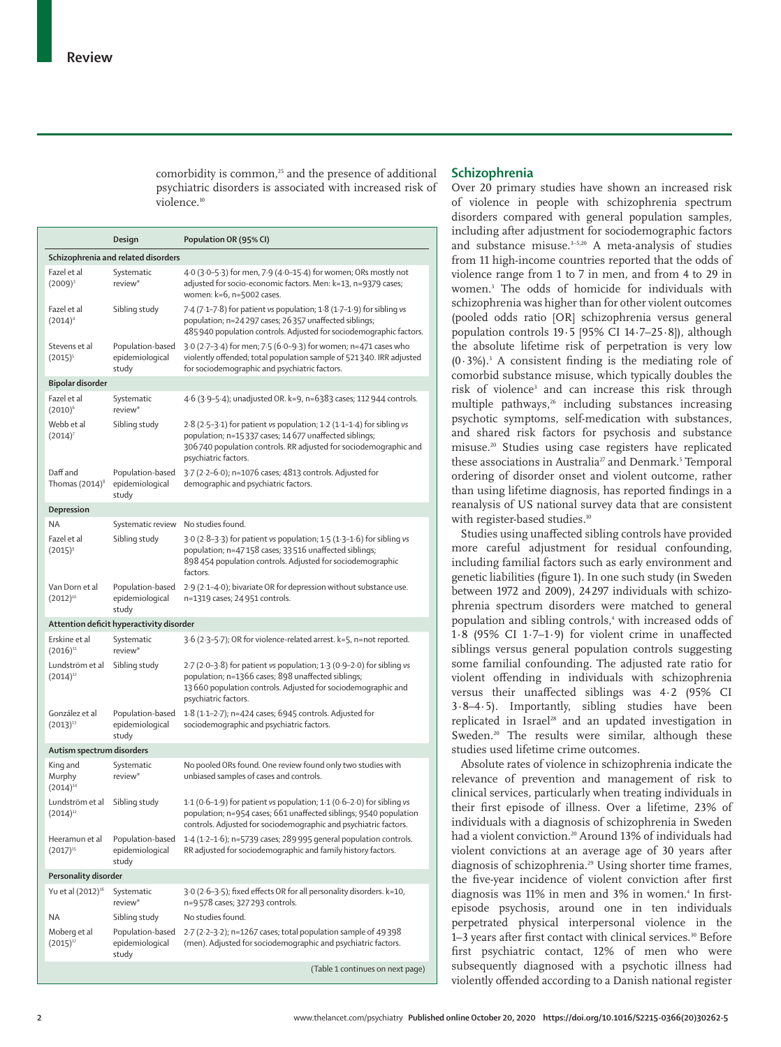comorbidity is common,[25] and the presence of additional psychiatric disorders is associated with increased risk of violence.[10]

| | Design | Population OR (95% CI) |
|---|---|---|
| **Schizophrenia and related disorders** | | |
| Fazel et al (2009)[3] | Systematic review* | 4·0 (3·0–5·3) for men, 7·9 (4·0–15·4) for women; ORs mostly not adjusted for socio-economic factors. Men: k=13, n=9379 cases; women: k=6, n=5002 cases. |
| Fazel et al (2014)[4] | Sibling study | 7·4 (7·1–7·8) for patient *vs* population; 1·8 (1·7–1·9) for sibling *vs* population; n=24 297 cases; 26 357 unaffected siblings; 485 940 population controls. Adjusted for sociodemographic factors. |
| Stevens et al (2015)[5] | Population-based epidemiological study | 3·0 (2·7–3·4) for men; 7·5 (6·0–9·3) for women; n=471 cases who violently offended; total population sample of 521 340. IRR adjusted for sociodemographic and psychiatric factors. |
| **Bipolar disorder** | | |
| Fazel et al (2010)[6] | Systematic review* | 4·6 (3·9–5·4); unadjusted OR. k=9, n=6383 cases; 112 944 controls. |
| Webb et al (2014)[7] | Sibling study | 2·8 (2·5–3·1) for patient *vs* population; 1·2 (1·1–1·4) for sibling *vs* population; n=15 337 cases; 14 677 unaffected siblings; 306 740 population controls. RR adjusted for sociodemographic and psychiatric factors. |
| Daff and Thomas (2014)[8] | Population-based epidemiological study | 3·7 (2·2–6·0); n=1076 cases; 4813 controls. Adjusted for demographic and psychiatric factors. |
| **Depression** | | |
| NA | Systematic review | No studies found. |
| Fazel et al (2015)[9] | Sibling study | 3·0 (2·8–3·3) for patient *vs* population; 1·5 (1·3–1·6) for sibling *vs* population; n=47 158 cases; 33 516 unaffected siblings; 898 454 population controls. Adjusted for sociodemographic factors. |
| Van Dorn et al (2012)[10] | Population-based epidemiological study | 2·9 (2·1–4·0); bivariate OR for depression without substance use. n=1319 cases; 24 951 controls. |
| **Attention deficit hyperactivity disorder** | | |
| Erskine et al (2016)[11] | Systematic review* | 3·6 (2·3–5·7); OR for violence-related arrest. k=5, n=not reported. |
| Lundström et al (2014)[12] | Sibling study | 2·7 (2·0–3·8) for patient *vs* population; 1·3 (0·9–2·0) for sibling *vs* population; n=1366 cases; 898 unaffected siblings; 13 660 population controls. Adjusted for sociodemographic and psychiatric factors. |
| González et al (2013)[13] | Population-based epidemiological study | 1·8 (1·1–2·7); n=424 cases; 6945 controls. Adjusted for sociodemographic and psychiatric factors. |
| **Autism spectrum disorders** | | |
| King and Murphy (2014)[14] | Systematic review* | No pooled ORs found. One review found only two studies with unbiased samples of cases and controls. |
| Lundström et al (2014)[12] | Sibling study | 1·1 (0·6–1·9) for patient *vs* population; 1·1 (0·6–2·0) for sibling *vs* population; n=954 cases; 661 unaffected siblings; 9540 population controls. Adjusted for sociodemographic and psychiatric factors. |
| Heeramun et al (2017)[15] | Population-based epidemiological study | 1·4 (1·2–1·6); n=5739 cases; 289 995 general population controls. RR adjusted for sociodemographic and family history factors. |
| **Personality disorder** | | |
| Yu et al (2012)[16] | Systematic review* | 3·0 (2·6–3·5); fixed effects OR for all personality disorders. k=10, n=9578 cases; 327 293 controls. |
| NA | Sibling study | No studies found. |
| Moberg et al (2015)[17] | Population-based epidemiological study | 2·7 (2·2–3·2); n=1267 cases; total population sample of 49 398 (men). Adjusted for sociodemographic and psychiatric factors. |

(Table 1 continues on next page)

## Schizophrenia

Over 20 primary studies have shown an increased risk of violence in people with schizophrenia spectrum disorders compared with general population samples, including after adjustment for sociodemographic factors and substance misuse.[3–5,20] A meta-analysis of studies from 11 high-income countries reported that the odds of violence range from 1 to 7 in men, and from 4 to 29 in women.[3] The odds of homicide for individuals with schizophrenia was higher than for other violent outcomes (pooled odds ratio [OR] schizophrenia versus general population controls 19·5 [95% CI 14·7–25·8]), although the absolute lifetime risk of perpetration is very low (0·3%).[3] A consistent finding is the mediating role of comorbid substance misuse, which typically doubles the risk of violence[3] and can increase this risk through multiple pathways,[26] including substances increasing psychotic symptoms, self-medication with substances, and shared risk factors for psychosis and substance misuse.[20] Studies using case registers have replicated these associations in Australia[27] and Denmark.[5] Temporal ordering of disorder onset and violent outcome, rather than using lifetime diagnosis, has reported findings in a reanalysis of US national survey data that are consistent with register-based studies.[10]

Studies using unaffected sibling controls have provided more careful adjustment for residual confounding, including familial factors such as early environment and genetic liabilities (figure 1). In one such study (in Sweden between 1972 and 2009), 24 297 individuals with schizophrenia spectrum disorders were matched to general population and sibling controls,[4] with increased odds of 1·8 (95% CI 1·7–1·9) for violent crime in unaffected siblings versus general population controls suggesting some familial confounding. The adjusted rate ratio for violent offending in individuals with schizophrenia versus their unaffected siblings was 4·2 (95% CI 3·8–4·5). Importantly, sibling studies have been replicated in Israel[28] and an updated investigation in Sweden.[20] The results were similar, although these studies used lifetime crime outcomes.

Absolute rates of violence in schizophrenia indicate the relevance of prevention and management of risk to clinical services, particularly when treating individuals in their first episode of illness. Over a lifetime, 23% of individuals with a diagnosis of schizophrenia in Sweden had a violent conviction.[20] Around 13% of individuals had violent convictions at an average age of 30 years after diagnosis of schizophrenia.[29] Using shorter time frames, the five-year incidence of violent conviction after first diagnosis was 11% in men and 3% in women.[4] In first-episode psychosis, around one in ten individuals perpetrated physical interpersonal violence in the 1–3 years after first contact with clinical services.[30] Before first psychiatric contact, 12% of men who were subsequently diagnosed with a psychotic illness had violently offended according to a Danish national register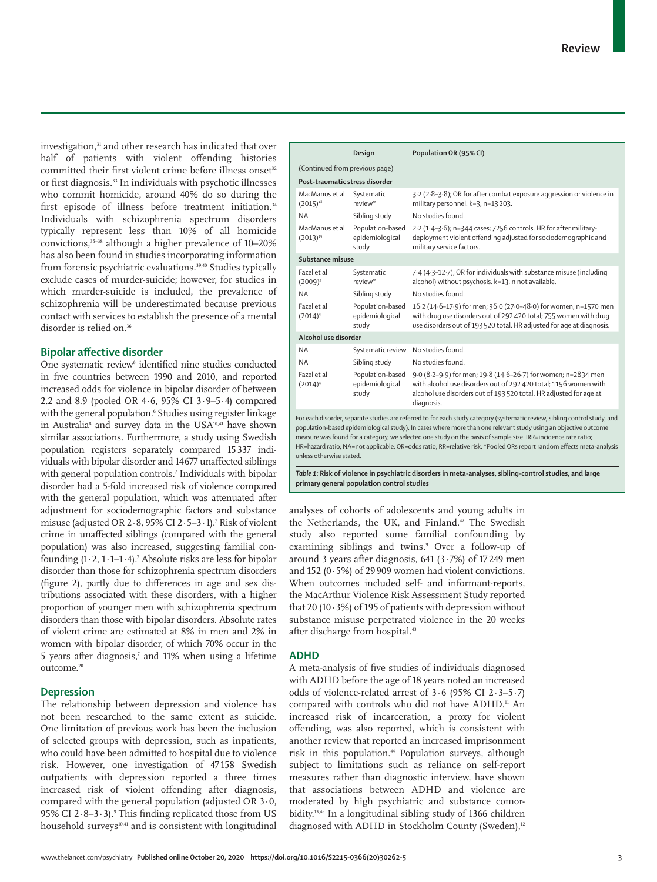investigation,[31] and other research has indicated that over half of patients with violent offending histories committed their first violent crime before illness onset[32] or first diagnosis.[33] In individuals with psychotic illnesses who commit homicide, around 40% do so during the first episode of illness before treatment initiation.[34] Individuals with schizophrenia spectrum disorders typically represent less than 10% of all homicide convictions,[35–38] although a higher prevalence of 10–20% has also been found in studies incorporating information from forensic psychiatric evaluations.[39,40] Studies typically exclude cases of murder-suicide; however, for studies in which murder-suicide is included, the prevalence of schizophrenia will be underestimated because previous contact with services to establish the presence of a mental disorder is relied on.[36]

## Bipolar affective disorder

One systematic review[6] identified nine studies conducted in five countries between 1990 and 2010, and reported increased odds for violence in bipolar disorder of between 2.2 and 8.9 (pooled OR 4·6, 95% CI 3·9–5·4) compared with the general population.[6] Studies using register linkage in Australia[8] and survey data in the USA[10,41] have shown similar associations. Furthermore, a study using Swedish population registers separately compared 15 337 individuals with bipolar disorder and 14 677 unaffected siblings with general population controls.[7] Individuals with bipolar disorder had a 5-fold increased risk of violence compared with the general population, which was attenuated after adjustment for sociodemographic factors and substance misuse (adjusted OR 2·8, 95% CI 2·5–3·1).[7] Risk of violent crime in unaffected siblings (compared with the general population) was also increased, suggesting familial confounding (1·2, 1·1–1·4).[7] Absolute risks are less for bipolar disorder than those for schizophrenia spectrum disorders (figure 2), partly due to differences in age and sex distributions associated with these disorders, with a higher proportion of younger men with schizophrenia spectrum disorders than those with bipolar disorders. Absolute rates of violent crime are estimated at 8% in men and 2% in women with bipolar disorder, of which 70% occur in the 5 years after diagnosis,[7] and 11% when using a lifetime outcome.[20]

## Depression

The relationship between depression and violence has not been researched to the same extent as suicide. One limitation of previous work has been the inclusion of selected groups with depression, such as inpatients, who could have been admitted to hospital due to violence risk. However, one investigation of 47 158 Swedish outpatients with depression reported a three times increased risk of violent offending after diagnosis, compared with the general population (adjusted OR 3·0, 95% CI 2·8–3·3).[9] This finding replicated those from US household surveys[10,41] and is consistent with longitudinal analyses of cohorts of adolescents and young adults in the Netherlands, the UK, and Finland.[42] The Swedish study also reported some familial confounding by examining siblings and twins.[9] Over a follow-up of around 3 years after diagnosis, 641 (3·7%) of 17 249 men and 152 (0·5%) of 29 909 women had violent convictions. When outcomes included self- and informant-reports, the MacArthur Violence Risk Assessment Study reported that 20 (10·3%) of 195 of patients with depression without substance misuse perpetrated violence in the 20 weeks after discharge from hospital.[43]

| | Design | Population OR (95% CI) |
|---|---|---|
| (Continued from previous page) | | |
| **Post-traumatic stress disorder** | | |
| MacManus et al (2015)[18] | Systematic review* | 3·2 (2·8–3·8); OR for after combat exposure aggression or violence in military personnel. k=3, n=13 203. |
| NA | Sibling study | No studies found. |
| MacManus et al (2013)[19] | Population-based epidemiological study | 2·2 (1·4–3·6); n=344 cases; 7256 controls. HR for after military-deployment violent offending adjusted for sociodemographic and military service factors. |
| **Substance misuse** | | |
| Fazel et al (2009)[3] | Systematic review* | 7·4 (4·3–12·7); OR for individuals with substance misuse (including alcohol) without psychosis. k=13. n not available. |
| NA | Sibling study | No studies found. |
| Fazel et al (2014)[4] | Population-based epidemiological study | 16·2 (14·6–17·9) for men; 36·0 (27·0–48·0) for women; n=1570 men with drug use disorders out of 292 420 total; 755 women with drug use disorders out of 193 520 total. HR adjusted for age at diagnosis. |
| **Alcohol use disorder** | | |
| NA | Systematic review | No studies found. |
| NA | Sibling study | No studies found. |
| Fazel et al (2014)[4] | Population-based epidemiological study | 9·0 (8·2–9·9) for men; 19·8 (14·6–26·7) for women; n=2834 men with alcohol use disorders out of 292 420 total; 1156 women with alcohol use disorders out of 193 520 total. HR adjusted for age at diagnosis. |

For each disorder, separate studies are referred to for each study category (systematic review, sibling control study, and population-based epidemiological study). In cases where more than one relevant study using an objective outcome measure was found for a category, we selected one study on the basis of sample size. IRR=incidence rate ratio; HR=hazard ratio; NA=not applicable; OR=odds ratio; RR=relative risk. *Pooled ORs report random effects meta-analysis unless otherwise stated.

*Table 1:* **Risk of violence in psychiatric disorders in meta-analyses, sibling-control studies, and large primary general population control studies**

## ADHD

A meta-analysis of five studies of individuals diagnosed with ADHD before the age of 18 years noted an increased odds of violence-related arrest of 3·6 (95% CI 2·3–5·7) compared with controls who did not have ADHD.[11] An increased risk of incarceration, a proxy for violent offending, was also reported, which is consistent with another review that reported an increased imprisonment risk in this population.[44] Population surveys, although subject to limitations such as reliance on self-report measures rather than diagnostic interview, have shown that associations between ADHD and violence are moderated by high psychiatric and substance comorbidity.[13,45] In a longitudinal sibling study of 1366 children diagnosed with ADHD in Stockholm County (Sweden),[12]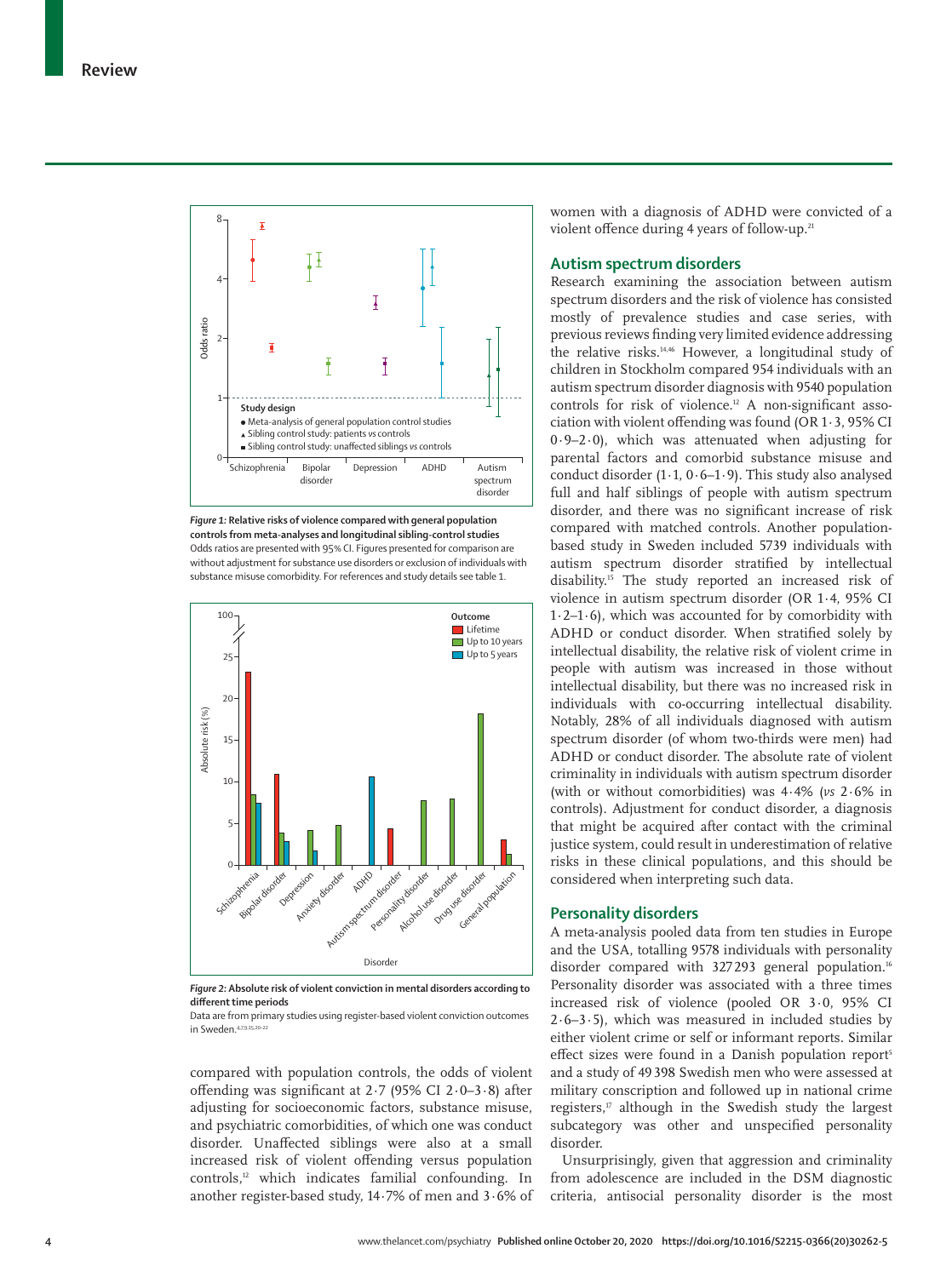*Figure 1:* **Relative risks of violence compared with general population controls from meta-analyses and longitudinal sibling-control studies**
Odds ratios are presented with 95% CI. Figures presented for comparison are without adjustment for substance use disorders or exclusion of individuals with substance misuse comorbidity. For references and study details see table 1.

*Figure 2:* **Absolute risk of violent conviction in mental disorders according to different time periods**
Data are from primary studies using register-based violent conviction outcomes in Sweden.[4,7,9,15,20–22]

compared with population controls, the odds of violent offending was significant at 2·7 (95% CI 2·0–3·8) after adjusting for socioeconomic factors, substance misuse, and psychiatric comorbidities, of which one was conduct disorder. Unaffected siblings were also at a small increased risk of violent offending versus population controls,[12] which indicates familial confounding. In another register-based study, 14·7% of men and 3·6% of women with a diagnosis of ADHD were convicted of a violent offence during 4 years of follow-up.[21]

## Autism spectrum disorders

Research examining the association between autism spectrum disorders and the risk of violence has consisted mostly of prevalence studies and case series, with previous reviews finding very limited evidence addressing the relative risks.[14,46] However, a longitudinal study of children in Stockholm compared 954 individuals with an autism spectrum disorder diagnosis with 9540 population controls for risk of violence.[12] A non-significant association with violent offending was found (OR 1·3, 95% CI 0·9–2·0), which was attenuated when adjusting for parental factors and comorbid substance misuse and conduct disorder (1·1, 0·6–1·9). This study also analysed full and half siblings of people with autism spectrum disorder, and there was no significant increase of risk compared with matched controls. Another population-based study in Sweden included 5739 individuals with autism spectrum disorder stratified by intellectual disability.[15] The study reported an increased risk of violence in autism spectrum disorder (OR 1·4, 95% CI 1·2–1·6), which was accounted for by comorbidity with ADHD or conduct disorder. When stratified solely by intellectual disability, the relative risk of violent crime in people with autism was increased in those without intellectual disability, but there was no increased risk in individuals with co-occurring intellectual disability. Notably, 28% of all individuals diagnosed with autism spectrum disorder (of whom two-thirds were men) had ADHD or conduct disorder. The absolute rate of violent criminality in individuals with autism spectrum disorder (with or without comorbidities) was 4·4% (*vs* 2·6% in controls). Adjustment for conduct disorder, a diagnosis that might be acquired after contact with the criminal justice system, could result in underestimation of relative risks in these clinical populations, and this should be considered when interpreting such data.

## Personality disorders

A meta-analysis pooled data from ten studies in Europe and the USA, totalling 9578 individuals with personality disorder compared with 327 293 general population.[16] Personality disorder was associated with a three times increased risk of violence (pooled OR 3·0, 95% CI 2·6–3·5), which was measured in included studies by either violent crime or self or informant reports. Similar effect sizes were found in a Danish population report[5] and a study of 49 398 Swedish men who were assessed at military conscription and followed up in national crime registers,[17] although in the Swedish study the largest subcategory was other and unspecified personality disorder.

Unsurprisingly, given that aggression and criminality from adolescence are included in the DSM diagnostic criteria, antisocial personality disorder is the most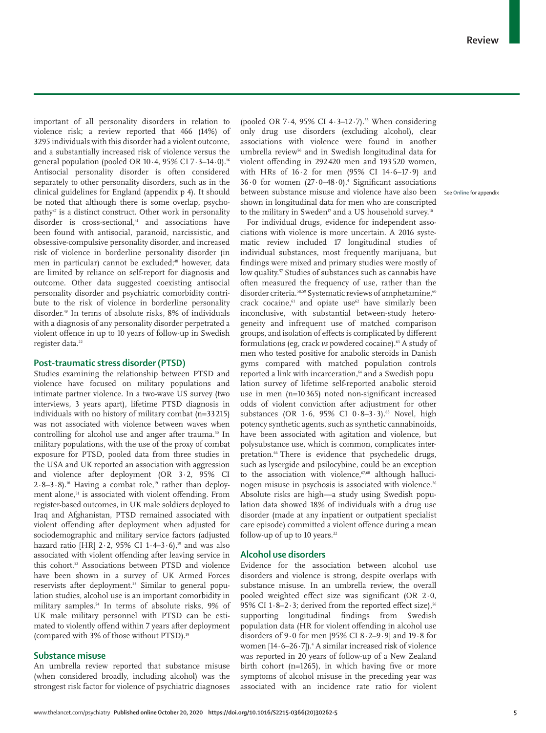important of all personality disorders in relation to violence risk; a review reported that 466 (14%) of 3295 individuals with this disorder had a violent outcome, and a substantially increased risk of violence versus the general population (pooled OR 10·4, 95% CI 7·3–14·0).[16] Antisocial personality disorder is often considered separately to other personality disorders, such as in the clinical guidelines for England (appendix p 4). It should be noted that although there is some overlap, psychopathy[47] is a distinct construct. Other work in personality disorder is cross-sectional,[41] and associations have been found with antisocial, paranoid, narcissistic, and obsessive-compulsive personality disorder, and increased risk of violence in borderline personality disorder (in men in particular) cannot be excluded;[48] however, data are limited by reliance on self-report for diagnosis and outcome. Other data suggested coexisting antisocial personality disorder and psychiatric comorbidity contribute to the risk of violence in borderline personality disorder.[49] In terms of absolute risks, 8% of individuals with a diagnosis of any personality disorder perpetrated a violent offence in up to 10 years of follow-up in Swedish register data.[22]

## Post-traumatic stress disorder (PTSD)

Studies examining the relationship between PTSD and violence have focused on military populations and intimate partner violence. In a two-wave US survey (two interviews, 3 years apart), lifetime PTSD diagnosis in individuals with no history of military combat (n=33 215) was not associated with violence between waves when controlling for alcohol use and anger after trauma.[50] In military populations, with the use of the proxy of combat exposure for PTSD, pooled data from three studies in the USA and UK reported an association with aggression and violence after deployment (OR 3·2, 95% CI 2·8–3·8).[18] Having a combat role,[19] rather than deployment alone,[51] is associated with violent offending. From register-based outcomes, in UK male soldiers deployed to Iraq and Afghanistan, PTSD remained associated with violent offending after deployment when adjusted for sociodemographic and military service factors (adjusted hazard ratio [HR] 2·2, 95% CI 1·4–3·6),[19] and was also associated with violent offending after leaving service in this cohort.[52] Associations between PTSD and violence have been shown in a survey of UK Armed Forces reservists after deployment.[53] Similar to general population studies, alcohol use is an important comorbidity in military samples.[54] In terms of absolute risks, 9% of UK male military personnel with PTSD can be estimated to violently offend within 7 years after deployment (compared with 3% of those without PTSD).[19]

## Substance misuse

An umbrella review reported that substance misuse (when considered broadly, including alcohol) was the strongest risk factor for violence of psychiatric diagnoses (pooled OR 7·4, 95% CI 4·3–12·7).[55] When considering only drug use disorders (excluding alcohol), clear associations with violence were found in another umbrella review[56] and in Swedish longitudinal data for violent offending in 292 420 men and 193 520 women, with HRs of 16·2 for men (95% CI 14·6–17·9) and 36·0 for women (27·0–48·0).[4] Significant associations between substance misuse and violence have also been shown in longitudinal data for men who are conscripted to the military in Sweden[17] and a US household survey.[10]

See Online for appendix

For individual drugs, evidence for independent associations with violence is more uncertain. A 2016 systematic review included 17 longitudinal studies of individual substances, most frequently marijuana, but findings were mixed and primary studies were mostly of low quality.[57] Studies of substances such as cannabis have often measured the frequency of use, rather than the disorder criteria.[58,59] Systematic reviews of amphetamine,[60] crack cocaine,[61] and opiate use[62] have similarly been inconclusive, with substantial between-study heterogeneity and infrequent use of matched comparison groups, and isolation of effects is complicated by different formulations (eg, crack *vs* powdered cocaine).[63] A study of men who tested positive for anabolic steroids in Danish gyms compared with matched population controls reported a link with incarceration,[64] and a Swedish population survey of lifetime self-reported anabolic steroid use in men (n=10 365) noted non-significant increased odds of violent conviction after adjustment for other substances (OR 1·6, 95% CI 0·8–3·3).[65] Novel, high potency synthetic agents, such as synthetic cannabinoids, have been associated with agitation and violence, but polysubstance use, which is common, complicates interpretation.[66] There is evidence that psychedelic drugs, such as lysergide and psilocybine, could be an exception to the association with violence,[67,68] although hallucinogen misuse in psychosis is associated with violence.[26] Absolute risks are high—a study using Swedish population data showed 18% of individuals with a drug use disorder (made at any inpatient or outpatient specialist care episode) committed a violent offence during a mean follow-up of up to 10 years.[22]

## Alcohol use disorders

Evidence for the association between alcohol use disorders and violence is strong, despite overlaps with substance misuse. In an umbrella review, the overall pooled weighted effect size was significant (OR 2·0, 95% CI 1·8–2·3; derived from the reported effect size),[56] supporting longitudinal findings from Swedish population data (HR for violent offending in alcohol use disorders of 9·0 for men [95% CI 8·2–9·9] and 19·8 for women [14·6–26·7]).[4] A similar increased risk of violence was reported in 20 years of follow-up of a New Zealand birth cohort (n=1265), in which having five or more symptoms of alcohol misuse in the preceding year was associated with an incidence rate ratio for violent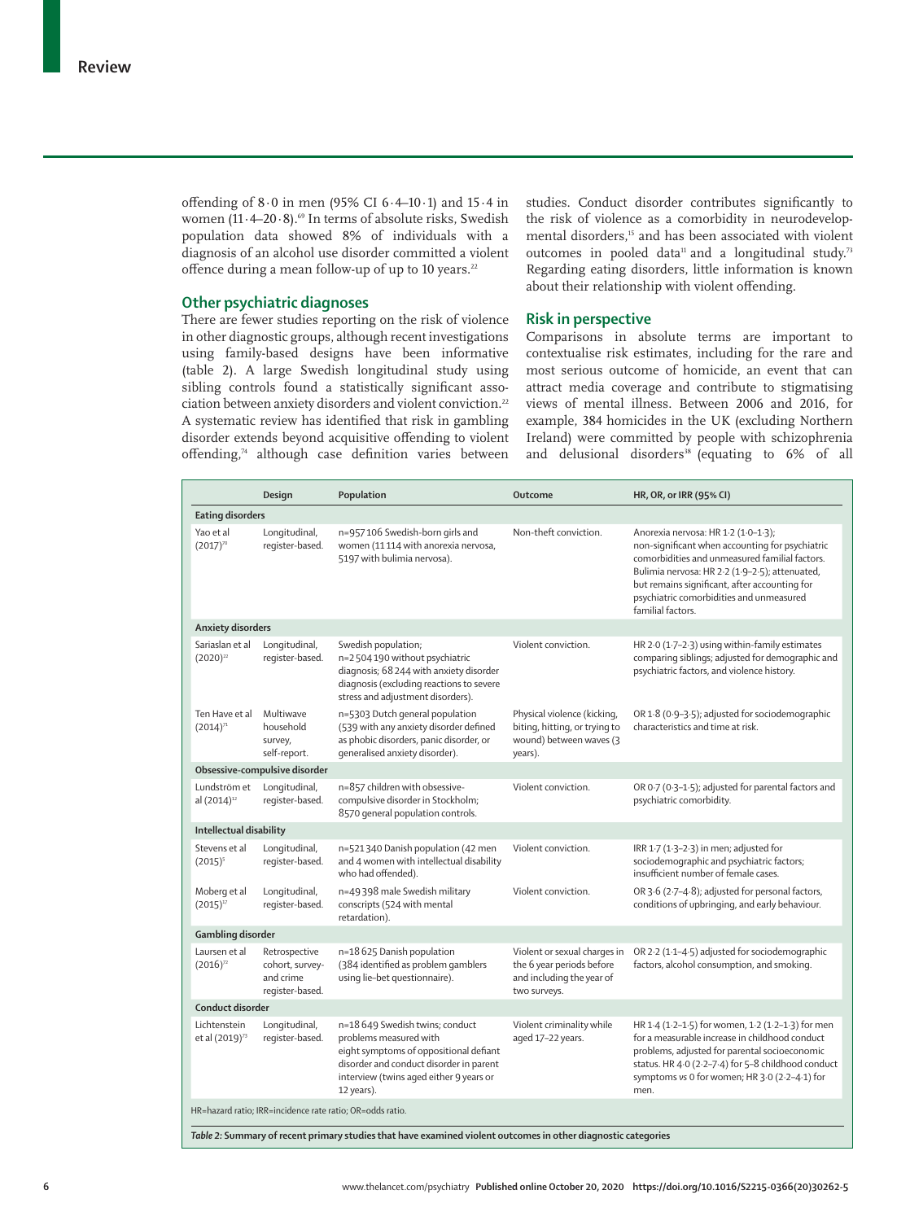offending of 8·0 in men (95% CI 6·4–10·1) and 15·4 in women (11·4–20·8).[69] In terms of absolute risks, Swedish population data showed 8% of individuals with a diagnosis of an alcohol use disorder committed a violent offence during a mean follow-up of up to 10 years.[22]

## Other psychiatric diagnoses

There are fewer studies reporting on the risk of violence in other diagnostic groups, although recent investigations using family-based designs have been informative (table 2). A large Swedish longitudinal study using sibling controls found a statistically significant association between anxiety disorders and violent conviction.[22] A systematic review has identified that risk in gambling disorder extends beyond acquisitive offending to violent offending,[74] although case definition varies between studies. Conduct disorder contributes significantly to the risk of violence as a comorbidity in neurodevelopmental disorders,[15] and has been associated with violent outcomes in pooled data[11] and a longitudinal study.[73] Regarding eating disorders, little information is known about their relationship with violent offending.

## Risk in perspective

Comparisons in absolute terms are important to contextualise risk estimates, including for the rare and most serious outcome of homicide, an event that can attract media coverage and contribute to stigmatising views of mental illness. Between 2006 and 2016, for example, 384 homicides in the UK (excluding Northern Ireland) were committed by people with schizophrenia and delusional disorders[38] (equating to 6% of all

| | Design | Population | Outcome | HR, OR, or IRR (95% CI) |
|---|---|---|---|---|
| **Eating disorders** | | | | |
| Yao et al (2017)[70] | Longitudinal, register-based. | n=957 106 Swedish-born girls and women (11 114 with anorexia nervosa, 5197 with bulimia nervosa). | Non-theft conviction. | Anorexia nervosa: HR 1·2 (1·0–1·3); non-significant when accounting for psychiatric comorbidities and unmeasured familial factors. Bulimia nervosa: HR 2·2 (1·9–2·5); attenuated, but remains significant, after accounting for psychiatric comorbidities and unmeasured familial factors. |
| **Anxiety disorders** | | | | |
| Sariaslan et al (2020)[22] | Longitudinal, register-based. | Swedish population; n=2 504 190 without psychiatric diagnosis; 68 244 with anxiety disorder diagnosis (excluding reactions to severe stress and adjustment disorders). | Violent conviction. | HR 2·0 (1·7–2·3) using within-family estimates comparing siblings; adjusted for demographic and psychiatric factors, and violence history. |
| Ten Have et al (2014)[71] | Multiwave household survey, self-report. | n=5303 Dutch general population (539 with any anxiety disorder defined as phobic disorders, panic disorder, or generalised anxiety disorder). | Physical violence (kicking, biting, hitting, or trying to wound) between waves (3 years). | OR 1·8 (0·9–3·5); adjusted for sociodemographic characteristics and time at risk. |
| **Obsessive-compulsive disorder** | | | | |
| Lundström et al (2014)[12] | Longitudinal, register-based. | n=857 children with obsessive-compulsive disorder in Stockholm; 8570 general population controls. | Violent conviction. | OR 0·7 (0·3–1·5); adjusted for parental factors and psychiatric comorbidity. |
| **Intellectual disability** | | | | |
| Stevens et al (2015)[5] | Longitudinal, register-based. | n=521 340 Danish population (42 men and 4 women with intellectual disability who had offended). | Violent conviction. | IRR 1·7 (1·3–2·3) in men; adjusted for sociodemographic and psychiatric factors; insufficient number of female cases. |
| Moberg et al (2015)[17] | Longitudinal, register-based. | n=49 398 male Swedish military conscripts (524 with mental retardation). | Violent conviction. | OR 3·6 (2·7–4·8); adjusted for personal factors, conditions of upbringing, and early behaviour. |
| **Gambling disorder** | | | | |
| Laursen et al (2016)[72] | Retrospective cohort, survey- and crime register-based. | n=18 625 Danish population (384 identified as problem gamblers using lie–bet questionnaire). | Violent or sexual charges in the 6 year periods before and including the year of two surveys. | OR 2·2 (1·1–4·5) adjusted for sociodemographic factors, alcohol consumption, and smoking. |
| **Conduct disorder** | | | | |
| Lichtenstein et al (2019)[73] | Longitudinal, register-based. | n=18 649 Swedish twins; conduct problems measured with eight symptoms of oppositional defiant disorder and conduct disorder in parent interview (twins aged either 9 years or 12 years). | Violent criminality while aged 17–22 years. | HR 1·4 (1·2–1·5) for women, 1·2 (1·2–1·3) for men for a measurable increase in childhood conduct problems, adjusted for parental socioeconomic status. HR 4·0 (2·2–7·4) for 5–8 childhood conduct symptoms *vs* 0 for women; HR 3·0 (2·2–4·1) for men. |

HR=hazard ratio; IRR=incidence rate ratio; OR=odds ratio.

*Table 2:* **Summary of recent primary studies that have examined violent outcomes in other diagnostic categories**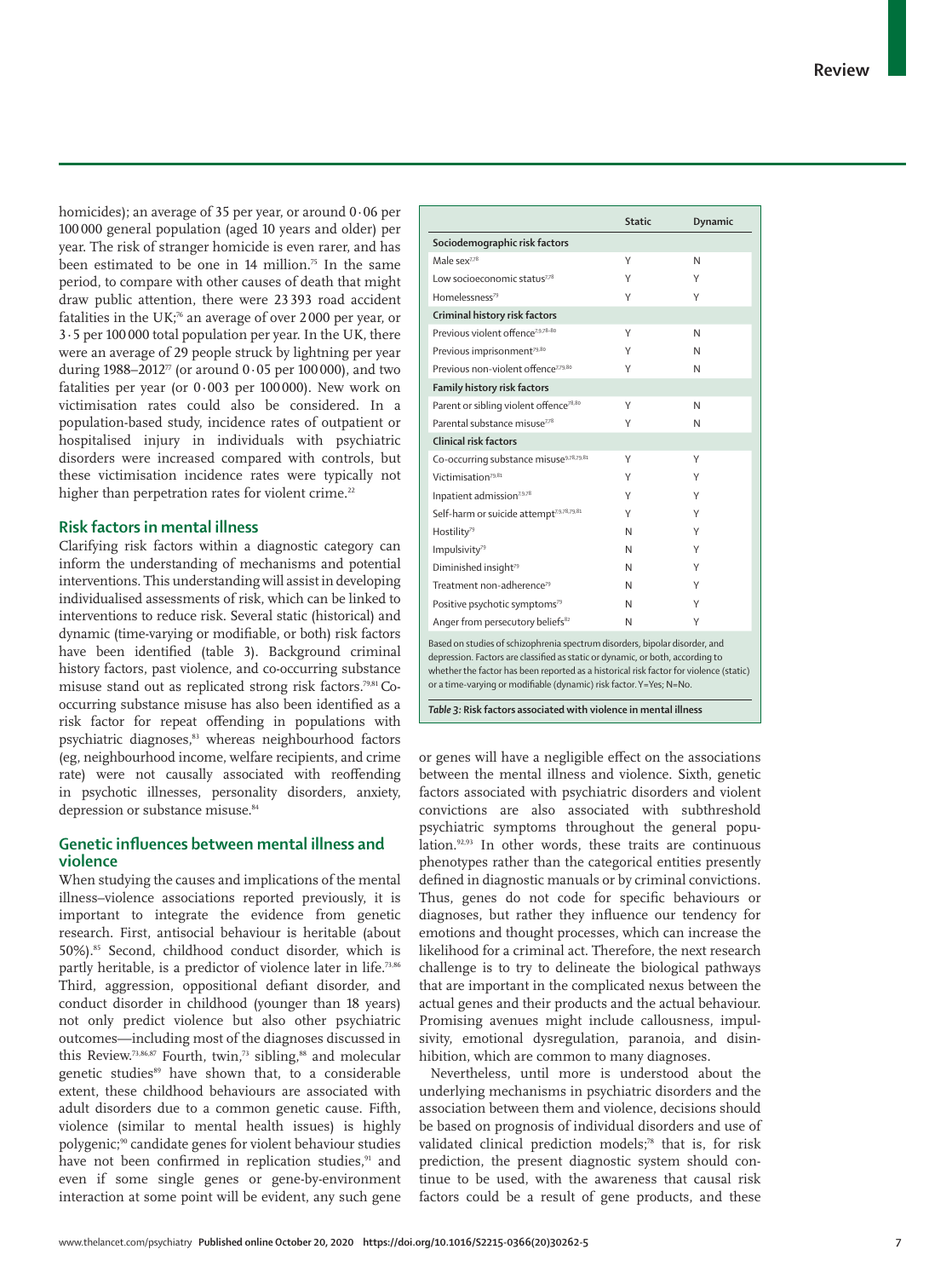homicides); an average of 35 per year, or around 0·06 per 100 000 general population (aged 10 years and older) per year. The risk of stranger homicide is even rarer, and has been estimated to be one in 14 million.[75] In the same period, to compare with other causes of death that might draw public attention, there were 23 393 road accident fatalities in the UK;[76] an average of over 2 000 per year, or 3·5 per 100 000 total population per year. In the UK, there were an average of 29 people struck by lightning per year during 1988–2012[77] (or around 0·05 per 100 000), and two fatalities per year (or 0·003 per 100 000). New work on victimisation rates could also be considered. In a population-based study, incidence rates of outpatient or hospitalised injury in individuals with psychiatric disorders were increased compared with controls, but these victimisation incidence rates were typically not higher than perpetration rates for violent crime.[22]

## Risk factors in mental illness

Clarifying risk factors within a diagnostic category can inform the understanding of mechanisms and potential interventions. This understanding will assist in developing individualised assessments of risk, which can be linked to interventions to reduce risk. Several static (historical) and dynamic (time-varying or modifiable, or both) risk factors have been identified (table 3). Background criminal history factors, past violence, and co-occurring substance misuse stand out as replicated strong risk factors.[79,81] Co-occurring substance misuse has also been identified as a risk factor for repeat offending in populations with psychiatric diagnoses,[83] whereas neighbourhood factors (eg, neighbourhood income, welfare recipients, and crime rate) were not causally associated with reoffending in psychotic illnesses, personality disorders, anxiety, depression or substance misuse.[84]

| | Static | Dynamic |
|---|---|---|
| **Sociodemographic risk factors** | | |
| Male sex[7,78] | Y | N |
| Low socioeconomic status[7,78] | Y | Y |
| Homelessness[79] | Y | Y |
| **Criminal history risk factors** | | |
| Previous violent offence[7,9,78–80] | Y | N |
| Previous imprisonment[79,80] | Y | N |
| Previous non-violent offence[7,79,80] | Y | N |
| **Family history risk factors** | | |
| Parent or sibling violent offence[78,80] | Y | N |
| Parental substance misuse[7,78] | Y | N |
| **Clinical risk factors** | | |
| Co-occurring substance misuse[9,78,79,81] | Y | Y |
| Victimisation[79,81] | Y | Y |
| Inpatient admission[7,9,78] | Y | Y |
| Self-harm or suicide attempt[7,9,78,79,81] | Y | Y |
| Hostility[79] | N | Y |
| Impulsivity[79] | N | Y |
| Diminished insight[79] | N | Y |
| Treatment non-adherence[79] | N | Y |
| Positive psychotic symptoms[79] | N | Y |
| Anger from persecutory beliefs[82] | N | Y |

Based on studies of schizophrenia spectrum disorders, bipolar disorder, and depression. Factors are classified as static or dynamic, or both, according to whether the factor has been reported as a historical risk factor for violence (static) or a time-varying or modifiable (dynamic) risk factor. Y=Yes; N=No.

*Table 3:* **Risk factors associated with violence in mental illness**

## Genetic influences between mental illness and violence

When studying the causes and implications of the mental illness–violence associations reported previously, it is important to integrate the evidence from genetic research. First, antisocial behaviour is heritable (about 50%).[85] Second, childhood conduct disorder, which is partly heritable, is a predictor of violence later in life.[73,86] Third, aggression, oppositional defiant disorder, and conduct disorder in childhood (younger than 18 years) not only predict violence but also other psychiatric outcomes—including most of the diagnoses discussed in this Review.[73,86,87] Fourth, twin,[73] sibling,[88] and molecular genetic studies[89] have shown that, to a considerable extent, these childhood behaviours are associated with adult disorders due to a common genetic cause. Fifth, violence (similar to mental health issues) is highly polygenic;[90] candidate genes for violent behaviour studies have not been confirmed in replication studies,[91] and even if some single genes or gene-by-environment interaction at some point will be evident, any such gene or genes will have a negligible effect on the associations between the mental illness and violence. Sixth, genetic factors associated with psychiatric disorders and violent convictions are also associated with subthreshold psychiatric symptoms throughout the general population.[92,93] In other words, these traits are continuous phenotypes rather than the categorical entities presently defined in diagnostic manuals or by criminal convictions. Thus, genes do not code for specific behaviours or diagnoses, but rather they influence our tendency for emotions and thought processes, which can increase the likelihood for a criminal act. Therefore, the next research challenge is to try to delineate the biological pathways that are important in the complicated nexus between the actual genes and their products and the actual behaviour. Promising avenues might include callousness, impulsivity, emotional dysregulation, paranoia, and disinhibition, which are common to many diagnoses.

Nevertheless, until more is understood about the underlying mechanisms in psychiatric disorders and the association between them and violence, decisions should be based on prognosis of individual disorders and use of validated clinical prediction models;[78] that is, for risk prediction, the present diagnostic system should continue to be used, with the awareness that causal risk factors could be a result of gene products, and these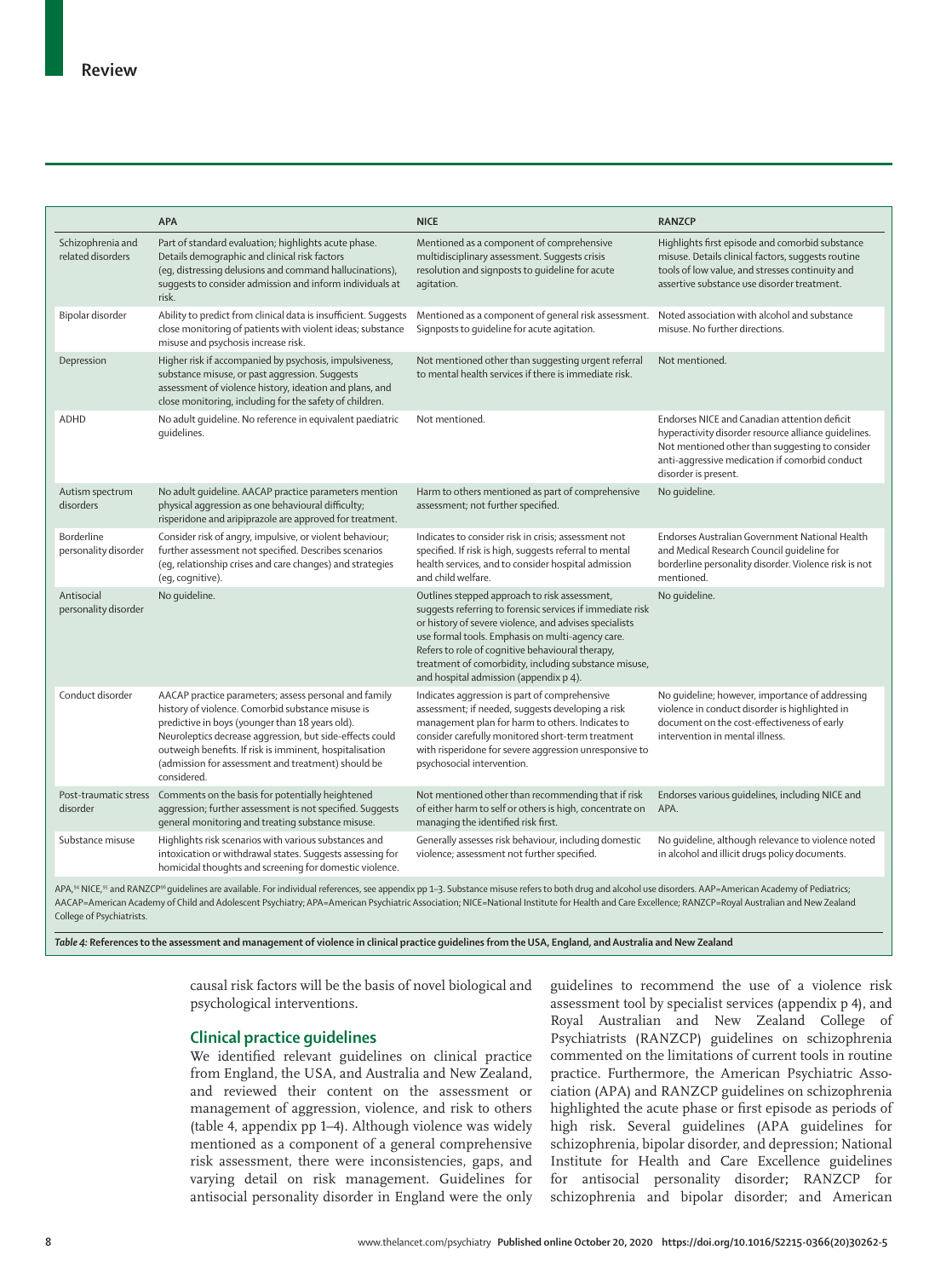| | APA | NICE | RANZCP |
|---|---|---|---|
| Schizophrenia and related disorders | Part of standard evaluation; highlights acute phase. Details demographic and clinical risk factors (eg, distressing delusions and command hallucinations), suggests to consider admission and inform individuals at risk. | Mentioned as a component of comprehensive multidisciplinary assessment. Suggests crisis resolution and signposts to guideline for acute agitation. | Highlights first episode and comorbid substance misuse. Details clinical factors, suggests routine tools of low value, and stresses continuity and assertive substance use disorder treatment. |
| Bipolar disorder | Ability to predict from clinical data is insufficient. Suggests close monitoring of patients with violent ideas; substance misuse and psychosis increase risk. | Mentioned as a component of general risk assessment. Signposts to guideline for acute agitation. | Noted association with alcohol and substance misuse. No further directions. |
| Depression | Higher risk if accompanied by psychosis, impulsiveness, substance misuse, or past aggression. Suggests assessment of violence history, ideation and plans, and close monitoring, including for the safety of children. | Not mentioned other than suggesting urgent referral to mental health services if there is immediate risk. | Not mentioned. |
| ADHD | No adult guideline. No reference in equivalent paediatric guidelines. | Not mentioned. | Endorses NICE and Canadian attention deficit hyperactivity disorder resource alliance guidelines. Not mentioned other than suggesting to consider anti-aggressive medication if comorbid conduct disorder is present. |
| Autism spectrum disorders | No adult guideline. AACAP practice parameters mention physical aggression as one behavioural difficulty; risperidone and aripiprazole are approved for treatment. | Harm to others mentioned as part of comprehensive assessment; not further specified. | No guideline. |
| Borderline personality disorder | Consider risk of angry, impulsive, or violent behaviour; further assessment not specified. Describes scenarios (eg, relationship crises and care changes) and strategies (eg, cognitive). | Indicates to consider risk in crisis; assessment not specified. If risk is high, suggests referral to mental health services, and to consider hospital admission and child welfare. | Endorses Australian Government National Health and Medical Research Council guideline for borderline personality disorder. Violence risk is not mentioned. |
| Antisocial personality disorder | No guideline. | Outlines stepped approach to risk assessment, suggests referring to forensic services if immediate risk or history of severe violence, and advises specialists use formal tools. Emphasis on multi-agency care. Refers to role of cognitive behavioural therapy, treatment of comorbidity, including substance misuse, and hospital admission (appendix p 4). | No guideline. |
| Conduct disorder | AACAP practice parameters; assess personal and family history of violence. Comorbid substance misuse is predictive in boys (younger than 18 years old). Neuroleptics decrease aggression, but side-effects could outweigh benefits. If risk is imminent, hospitalisation (admission for assessment and treatment) should be considered. | Indicates aggression is part of comprehensive assessment; if needed, suggests developing a risk management plan for harm to others. Indicates to consider carefully monitored short-term treatment with risperidone for severe aggression unresponsive to psychosocial intervention. | No guideline; however, importance of addressing violence in conduct disorder is highlighted in document on the cost-effectiveness of early intervention in mental illness. |
| Post-traumatic stress disorder | Comments on the basis for potentially heightened aggression; further assessment is not specified. Suggests general monitoring and treating substance misuse. | Not mentioned other than recommending that if risk of either harm to self or others is high, concentrate on managing the identified risk first. | Endorses various guidelines, including NICE and APA. |
| Substance misuse | Highlights risk scenarios with various substances and intoxication or withdrawal states. Suggests assessing for homicidal thoughts and screening for domestic violence. | Generally assesses risk behaviour, including domestic violence; assessment not further specified. | No guideline, although relevance to violence noted in alcohol and illicit drugs policy documents. |

APA,[94] NICE,[95] and RANZCP[96] guidelines are available. For individual references, see appendix pp 1–3. Substance misuse refers to both drug and alcohol use disorders. AAP=American Academy of Pediatrics; AACAP=American Academy of Child and Adolescent Psychiatry; APA=American Psychiatric Association; NICE=National Institute for Health and Care Excellence; RANZCP=Royal Australian and New Zealand College of Psychiatrists.

*Table 4:* **References to the assessment and management of violence in clinical practice guidelines from the USA, England, and Australia and New Zealand**

causal risk factors will be the basis of novel biological and psychological interventions.

## Clinical practice guidelines

We identified relevant guidelines on clinical practice from England, the USA, and Australia and New Zealand, and reviewed their content on the assessment or management of aggression, violence, and risk to others (table 4, appendix pp 1–4). Although violence was widely mentioned as a component of a general comprehensive risk assessment, there were inconsistencies, gaps, and varying detail on risk management. Guidelines for antisocial personality disorder in England were the only guidelines to recommend the use of a violence risk assessment tool by specialist services (appendix p 4), and Royal Australian and New Zealand College of Psychiatrists (RANZCP) guidelines on schizophrenia commented on the limitations of current tools in routine practice. Furthermore, the American Psychiatric Association (APA) and RANZCP guidelines on schizophrenia highlighted the acute phase or first episode as periods of high risk. Several guidelines (APA guidelines for schizophrenia, bipolar disorder, and depression; National Institute for Health and Care Excellence guidelines for antisocial personality disorder; RANZCP for schizophrenia and bipolar disorder; and American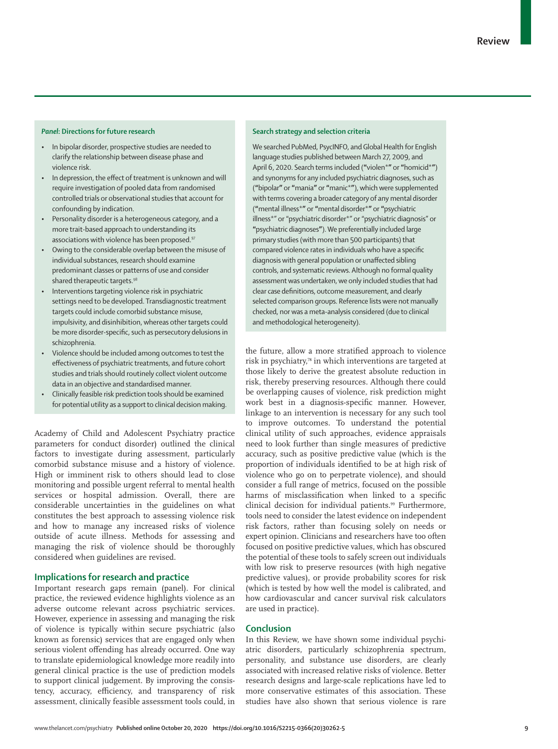### *Panel*: Directions for future research

- In bipolar disorder, prospective studies are needed to clarify the relationship between disease phase and violence risk.
- In depression, the effect of treatment is unknown and will require investigation of pooled data from randomised controlled trials or observational studies that account for confounding by indication.
- Personality disorder is a heterogeneous category, and a more trait-based approach to understanding its associations with violence has been proposed.[97]
- Owing to the considerable overlap between the misuse of individual substances, research should examine predominant classes or patterns of use and consider shared therapeutic targets.[98]
- Interventions targeting violence risk in psychiatric settings need to be developed. Transdiagnostic treatment targets could include comorbid substance misuse, impulsivity, and disinhibition, whereas other targets could be more disorder-specific, such as persecutory delusions in schizophrenia.
- Violence should be included among outcomes to test the effectiveness of psychiatric treatments, and future cohort studies and trials should routinely collect violent outcome data in an objective and standardised manner.
- Clinically feasible risk prediction tools should be examined for potential utility as a support to clinical decision making.

Academy of Child and Adolescent Psychiatry practice parameters for conduct disorder) outlined the clinical factors to investigate during assessment, particularly comorbid substance misuse and a history of violence. High or imminent risk to others should lead to close monitoring and possible urgent referral to mental health services or hospital admission. Overall, there are considerable uncertainties in the guidelines on what constitutes the best approach to assessing violence risk and how to manage any increased risks of violence outside of acute illness. Methods for assessing and managing the risk of violence should be thoroughly considered when guidelines are revised.

## Implications for research and practice

Important research gaps remain (panel). For clinical practice, the reviewed evidence highlights violence as an adverse outcome relevant across psychiatric services. However, experience in assessing and managing the risk of violence is typically within secure psychiatric (also known as forensic) services that are engaged only when serious violent offending has already occurred. One way to translate epidemiological knowledge more readily into general clinical practice is the use of prediction models to support clinical judgement. By improving the consistency, accuracy, efficiency, and transparency of risk assessment, clinically feasible assessment tools could, in the future, allow a more stratified approach to violence risk in psychiatry,[78] in which interventions are targeted at those likely to derive the greatest absolute reduction in risk, thereby preserving resources. Although there could be overlapping causes of violence, risk prediction might work best in a diagnosis-specific manner. However, linkage to an intervention is necessary for any such tool to improve outcomes. To understand the potential clinical utility of such approaches, evidence appraisals need to look further than single measures of predictive accuracy, such as positive predictive value (which is the proportion of individuals identified to be at high risk of violence who go on to perpetrate violence), and should consider a full range of metrics, focused on the possible harms of misclassification when linked to a specific clinical decision for individual patients.[99] Furthermore, tools need to consider the latest evidence on independent risk factors, rather than focusing solely on needs or expert opinion. Clinicians and researchers have too often focused on positive predictive values, which has obscured the potential of these tools to safely screen out individuals with low risk to preserve resources (with high negative predictive values), or provide probability scores for risk (which is tested by how well the model is calibrated, and how cardiovascular and cancer survival risk calculators are used in practice).

## Conclusion

In this Review, we have shown some individual psychiatric disorders, particularly schizophrenia spectrum, personality, and substance use disorders, are clearly associated with increased relative risks of violence. Better research designs and large-scale replications have led to more conservative estimates of this association. These studies have also shown that serious violence is rare

### Search strategy and selection criteria

We searched PubMed, PsycINFO, and Global Health for English language studies published between March 27, 2009, and April 6, 2020. Search terms included ("violen*" or "homicid*") and synonyms for any included psychiatric diagnoses, such as ("bipolar" or "mania" or "manic*"), which were supplemented with terms covering a broader category of any mental disorder ("mental illness*" or "mental disorder*" or "psychiatric illness*" or "psychiatric disorder*" or "psychiatric diagnosis" or "psychiatric diagnoses"). We preferentially included large primary studies (with more than 500 participants) that compared violence rates in individuals who have a specific diagnosis with general population or unaffected sibling controls, and systematic reviews. Although no formal quality assessment was undertaken, we only included studies that had clear case definitions, outcome measurement, and clearly selected comparison groups. Reference lists were not manually checked, nor was a meta-analysis considered (due to clinical and methodological heterogeneity).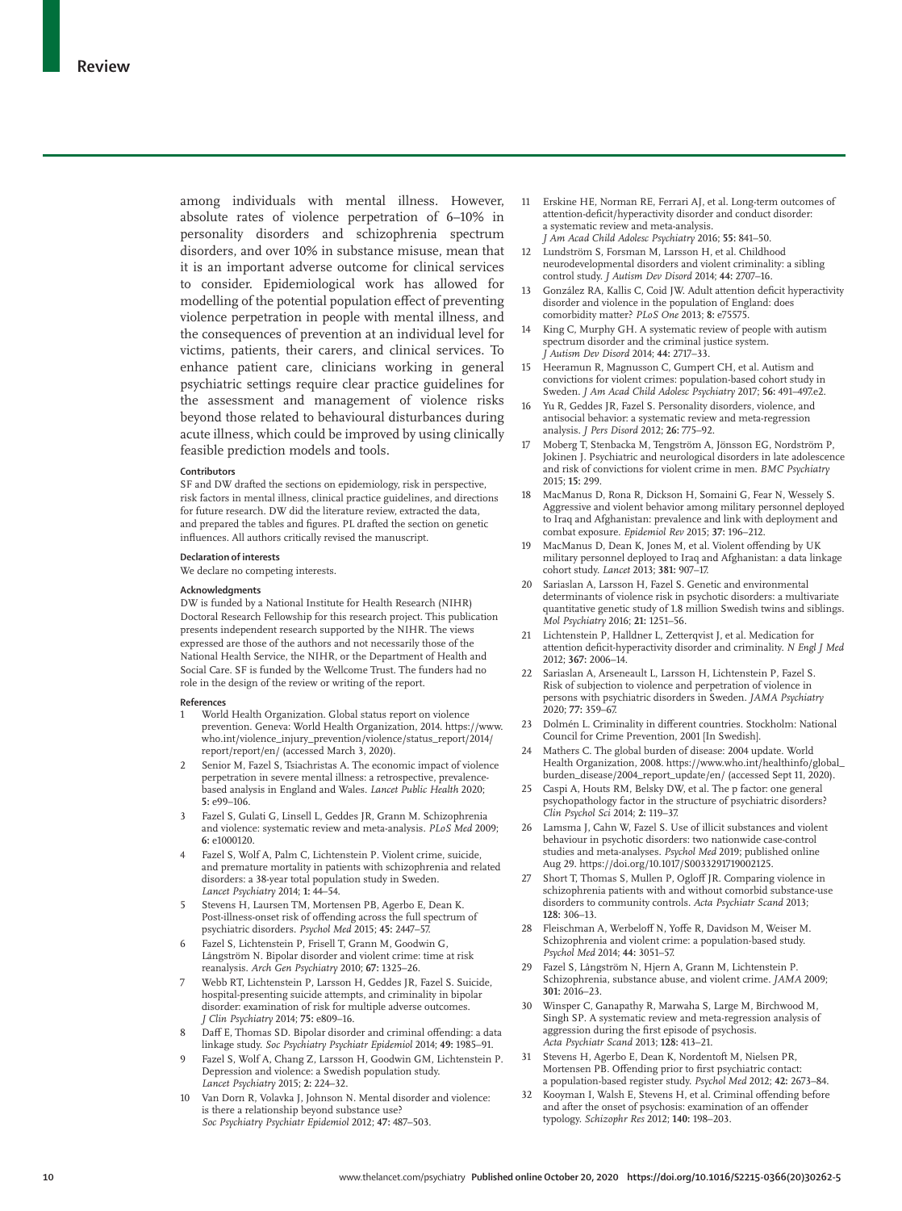among individuals with mental illness. However, absolute rates of violence perpetration of 6–10% in personality disorders and schizophrenia spectrum disorders, and over 10% in substance misuse, mean that it is an important adverse outcome for clinical services to consider. Epidemiological work has allowed for modelling of the potential population effect of preventing violence perpetration in people with mental illness, and the consequences of prevention at an individual level for victims, patients, their carers, and clinical services. To enhance patient care, clinicians working in general psychiatric settings require clear practice guidelines for the assessment and management of violence risks beyond those related to behavioural disturbances during acute illness, which could be improved by using clinically feasible prediction models and tools.

#### Contributors

SF and DW drafted the sections on epidemiology, risk in perspective, risk factors in mental illness, clinical practice guidelines, and directions for future research. DW did the literature review, extracted the data, and prepared the tables and figures. PL drafted the section on genetic influences. All authors critically revised the manuscript.

#### Declaration of interests

We declare no competing interests.

#### Acknowledgments

DW is funded by a National Institute for Health Research (NIHR) Doctoral Research Fellowship for this research project. This publication presents independent research supported by the NIHR. The views expressed are those of the authors and not necessarily those of the National Health Service, the NIHR, or the Department of Health and Social Care. SF is funded by the Wellcome Trust. The funders had no role in the design of the review or writing of the report.

#### References

1. World Health Organization. Global status report on violence prevention. Geneva: World Health Organization, 2014. https://www.who.int/violence_injury_prevention/violence/status_report/2014/report/report/en/ (accessed March 3, 2020).
2. Senior M, Fazel S, Tsiachristas A. The economic impact of violence perpetration in severe mental illness: a retrospective, prevalence-based analysis in England and Wales. *Lancet Public Health* 2020; **5:** e99–106.
3. Fazel S, Gulati G, Linsell L, Geddes JR, Grann M. Schizophrenia and violence: systematic review and meta-analysis. *PLoS Med* 2009; **6:** e1000120.
4. Fazel S, Wolf A, Palm C, Lichtenstein P. Violent crime, suicide, and premature mortality in patients with schizophrenia and related disorders: a 38-year total population study in Sweden. *Lancet Psychiatry* 2014; **1:** 44–54.
5. Stevens H, Laursen TM, Mortensen PB, Agerbo E, Dean K. Post-illness-onset risk of offending across the full spectrum of psychiatric disorders. *Psychol Med* 2015; **45:** 2447–57.
6. Fazel S, Lichtenstein P, Frisell T, Grann M, Goodwin G, Långström N. Bipolar disorder and violent crime: time at risk reanalysis. *Arch Gen Psychiatry* 2010; **67:** 1325–26.
7. Webb RT, Lichtenstein P, Larsson H, Geddes JR, Fazel S. Suicide, hospital-presenting suicide attempts, and criminality in bipolar disorder: examination of risk for multiple adverse outcomes. *J Clin Psychiatry* 2014; **75:** e809–16.
8. Daff E, Thomas SD. Bipolar disorder and criminal offending: a data linkage study. *Soc Psychiatry Psychiatr Epidemiol* 2014; **49:** 1985–91.
9. Fazel S, Wolf A, Chang Z, Larsson H, Goodwin GM, Lichtenstein P. Depression and violence: a Swedish population study. *Lancet Psychiatry* 2015; **2:** 224–32.
10. Van Dorn R, Volavka J, Johnson N. Mental disorder and violence: is there a relationship beyond substance use? *Soc Psychiatry Psychiatr Epidemiol* 2012; **47:** 487–503.
11. Erskine HE, Norman RE, Ferrari AJ, et al. Long-term outcomes of attention-deficit/hyperactivity disorder and conduct disorder: a systematic review and meta-analysis. *J Am Acad Child Adolesc Psychiatry* 2016; **55:** 841–50.
12. Lundström S, Forsman M, Larsson H, et al. Childhood neurodevelopmental disorders and violent criminality: a sibling control study. *J Autism Dev Disord* 2014; **44:** 2707–16.
13. González RA, Kallis C, Coid JW. Adult attention deficit hyperactivity disorder and violence in the population of England: does comorbidity matter? *PLoS One* 2013; **8:** e75575.
14. King C, Murphy GH. A systematic review of people with autism spectrum disorder and the criminal justice system. *J Autism Dev Disord* 2014; **44:** 2717–33.
15. Heeramun R, Magnusson C, Gumpert CH, et al. Autism and convictions for violent crimes: population-based cohort study in Sweden. *J Am Acad Child Adolesc Psychiatry* 2017; **56:** 491–497.e2.
16. Yu R, Geddes JR, Fazel S. Personality disorders, violence, and antisocial behavior: a systematic review and meta-regression analysis. *J Pers Disord* 2012; **26:** 775–92.
17. Moberg T, Stenbacka M, Tengström A, Jönsson EG, Nordström P, Jokinen J. Psychiatric and neurological disorders in late adolescence and risk of convictions for violent crime in men. *BMC Psychiatry* 2015; **15:** 299.
18. MacManus D, Rona R, Dickson H, Somaini G, Fear N, Wessely S. Aggressive and violent behavior among military personnel deployed to Iraq and Afghanistan: prevalence and link with deployment and combat exposure. *Epidemiol Rev* 2015; **37:** 196–212.
19. MacManus D, Dean K, Jones M, et al. Violent offending by UK military personnel deployed to Iraq and Afghanistan: a data linkage cohort study. *Lancet* 2013; **381:** 907–17.
20. Sariaslan A, Larsson H, Fazel S. Genetic and environmental determinants of violence risk in psychotic disorders: a multivariate quantitative genetic study of 1.8 million Swedish twins and siblings. *Mol Psychiatry* 2016; **21:** 1251–56.
21. Lichtenstein P, Halldner L, Zetterqvist J, et al. Medication for attention deficit-hyperactivity disorder and criminality. *N Engl J Med* 2012; **367:** 2006–14.
22. Sariaslan A, Arseneault L, Larsson H, Lichtenstein P, Fazel S. Risk of subjection to violence and perpetration of violence in persons with psychiatric disorders in Sweden. *JAMA Psychiatry* 2020; **77:** 359–67.
23. Dolmén L. Criminality in different countries. Stockholm: National Council for Crime Prevention, 2001 [In Swedish].
24. Mathers C. The global burden of disease: 2004 update. World Health Organization, 2008. https://www.who.int/healthinfo/global_burden_disease/2004_report_update/en/ (accessed Sept 11, 2020).
25. Caspi A, Houts RM, Belsky DW, et al. The p factor: one general psychopathology factor in the structure of psychiatric disorders? *Clin Psychol Sci* 2014; **2:** 119–37.
26. Lamsma J, Cahn W, Fazel S. Use of illicit substances and violent behaviour in psychotic disorders: two nationwide case-control studies and meta-analyses. *Psychol Med* 2019; published online Aug 29. https://doi.org/10.1017/S0033291719002125.
27. Short T, Thomas S, Mullen P, Ogloff JR. Comparing violence in schizophrenia patients with and without comorbid substance-use disorders to community controls. *Acta Psychiatr Scand* 2013; **128:** 306–13.
28. Fleischman A, Werbeloff N, Yoffe R, Davidson M, Weiser M. Schizophrenia and violent crime: a population-based study. *Psychol Med* 2014; **44:** 3051–57.
29. Fazel S, Långström N, Hjern A, Grann M, Lichtenstein P. Schizophrenia, substance abuse, and violent crime. *JAMA* 2009; **301:** 2016–23.
30. Winsper C, Ganapathy R, Marwaha S, Large M, Birchwood M, Singh SP. A systematic review and meta-regression analysis of aggression during the first episode of psychosis. *Acta Psychiatr Scand* 2013; **128:** 413–21.
31. Stevens H, Agerbo E, Dean K, Nordentoft M, Nielsen PR, Mortensen PB. Offending prior to first psychiatric contact: a population-based register study. *Psychol Med* 2012; **42:** 2673–84.
32. Kooyman I, Walsh E, Stevens H, et al. Criminal offending before and after the onset of psychosis: examination of an offender typology. *Schizophr Res* 2012; **140:** 198–203.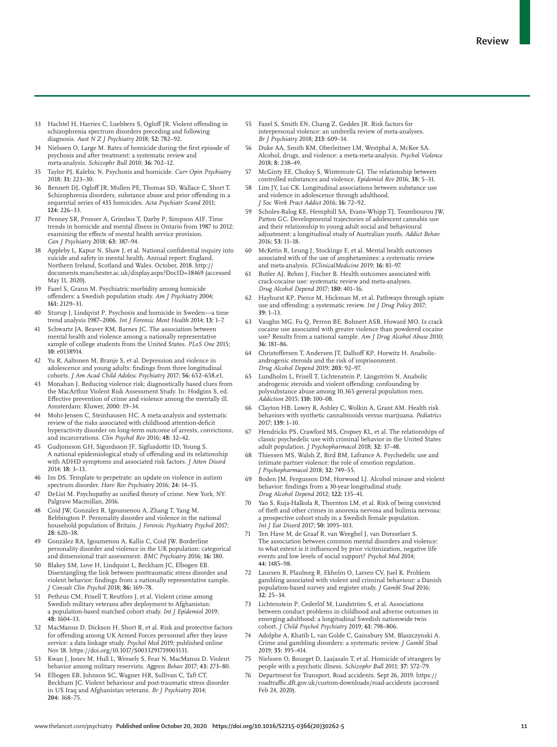33 Hachtel H, Harries C, Luebbers S, Ogloff JR. Violent offending in schizophrenia spectrum disorders preceding and following diagnosis. *Aust N Z J Psychiatry* 2018; **52:** 782–92.

34 Nielssen O, Large M. Rates of homicide during the first episode of psychosis and after treatment: a systematic review and meta-analysis. *Schizophr Bull* 2010; **36:** 702–12.

35 Taylor PJ, Kalebic N. Psychosis and homicide. *Curr Opin Psychiatry* 2018; **31:** 223–30.

36 Bennett DJ, Ogloff JR, Mullen PE, Thomas SD, Wallace C, Short T. Schizophrenia disorders, substance abuse and prior offending in a sequential series of 435 homicides. *Acta Psychiatr Scand* 2011; **124:** 226–33.

37 Penney SR, Prosser A, Grimbos T, Darby P, Simpson AIF. Time trends in homicide and mental illness in Ontario from 1987 to 2012: examining the effects of mental health service provision. *Can J Psychiatry* 2018; **63:** 387–94.

38 Appleby L, Kapur N, Shaw J, et al. National confidential inquiry into suicide and safety in mental health. Annual report: England, Northern Ireland, Scotland and Wales. October, 2018. http://documents.manchester.ac.uk/display.aspx?DocID=38469 (accessed May 11, 2020).

39 Fazel S, Grann M. Psychiatric morbidity among homicide offenders: a Swedish population study. *Am J Psychiatry* 2004; **161:** 2129–31.

40 Sturup J, Lindqvist P. Psychosis and homicide in Sweden—a time trend analysis 1987–2006. *Int J Forensic Ment Health* 2014; **13:** 1–7.

41 Schwartz JA, Beaver KM, Barnes JC. The association between mental health and violence among a nationally representative sample of college students from the United States. *PLoS One* 2015; **10:** e0138914.

42 Yu R, Aaltonen M, Branje S, et al. Depression and violence in adolescence and young adults: findings from three longitudinal cohorts. *J Am Acad Child Adolesc Psychiatry* 2017; **56:** 652–658.e1.

43 Monahan J. Reducing violence risk: diagnostically based clues from the MacArthur Violent Risk Assessment Study. In: Hodgins S, ed. Effective prevention of crime and violence among the mentally ill. Amsterdam: Kluwer, 2000: 19–34.

44 Mohr-Jensen C, Steinhausen HC. A meta-analysis and systematic review of the risks associated with childhood attention-deficit hyperactivity disorder on long-term outcome of arrests, convictions, and incarcerations. *Clin Psychol Rev* 2016; **48:** 32–42.

45 Gudjonsson GH, Sigurdsson JF, Sigfusdottir ID, Young S. A national epidemiological study of offending and its relationship with ADHD symptoms and associated risk factors. *J Atten Disord* 2014; **18:** 3–13.

46 Im DS. Template to perpetrate: an update on violence in autism spectrum disorder. *Harv Rev Psychiatry* 2016; **24:** 14–35.

47 DeLisi M. Psychopathy as unified theory of crime. New York, NY: Palgrave Macmillan, 2016.

48 Coid JW, Gonzalez R, Igoumenou A, Zhang T, Yang M, Bebbington P. Personality disorder and violence in the national household population of Britain. *J Forensic Psychiatry Psychol* 2017; **28:** 620–38.

49 González RA, Igoumenou A, Kallis C, Coid JW. Borderline personality disorder and violence in the UK population: categorical and dimensional trait assessment. *BMC Psychiatry* 2016; **16:** 180.

50 Blakey SM, Love H, Lindquist L, Beckham JC, Elbogen EB. Disentangling the link between posttraumatic stress disorder and violent behavior: findings from a nationally representative sample. *J Consult Clin Psychol* 2018; **86:** 169–78.

51 Pethrus CM, Frisell T, Reutfors J, et al. Violent crime among Swedish military veterans after deployment to Afghanistan: a population-based matched cohort study. *Int J Epidemiol* 2019; **48:** 1604–13.

52 MacManus D, Dickson H, Short R, et al. Risk and protective factors for offending among UK Armed Forces personnel after they leave service: a data linkage study. *Psychol Med* 2019; published online Nov 18. https://doi.org/10.1017/S0033291719003131.

53 Kwan J, Jones M, Hull L, Wessely S, Fear N, MacManus D. Violent behavior among military reservists. *Aggress Behav* 2017; **43:** 273–80.

54 Elbogen EB, Johnson SC, Wagner HR, Sullivan C, Taft CT, Beckham JC. Violent behaviour and post-traumatic stress disorder in US Iraq and Afghanistan veterans. *Br J Psychiatry* 2014; **204:** 368–75.

55 Fazel S, Smith EN, Chang Z, Geddes JR. Risk factors for interpersonal violence: an umbrella review of meta-analyses. *Br J Psychiatry* 2018; **213:** 609–14.

56 Duke AA, Smith KM, Oberleitner LM, Westphal A, McKee SA. Alcohol, drugs, and violence: a meta-meta-analysis. *Psychol Violence* 2018; **8:** 238–49.

57 McGinty EE, Choksy S, Wintemute GJ. The relationship between controlled substances and violence. *Epidemiol Rev* 2016; **38:** 5–31.

58 Lim JY, Lui CK. Longitudinal associations between substance use and violence in adolescence through adulthood. *J Soc Work Pract Addict* 2016; **16:** 72–92.

59 Scholes-Balog KE, Hemphill SA, Evans-Whipp TJ, Toumbourou JW, Patton GC. Developmental trajectories of adolescent cannabis use and their relationship to young adult social and behavioural adjustment: a longitudinal study of Australian youth. *Addict Behav* 2016; **53:** 11–18.

60 McKetin R, Leung J, Stockings E, et al. Mental health outcomes associated with of the use of amphetamines: a systematic review and meta-analysis. *EClinicalMedicine* 2019; **16:** 81–97.

61 Butler AJ, Rehm J, Fischer B. Health outcomes associated with crack-cocaine use: systematic review and meta-analyses. *Drug Alcohol Depend* 2017; **180:** 401–16.

62 Hayhurst KP, Pierce M, Hickman M, et al. Pathways through opiate use and offending: a systematic review. *Int J Drug Policy* 2017; **39:** 1–13.

63 Vaughn MG, Fu Q, Perron BE, Bohnert ASB, Howard MO. Is crack cocaine use associated with greater violence than powdered cocaine use? Results from a national sample. *Am J Drug Alcohol Abuse* 2010; **36:** 181–86.

64 Christoffersen T, Andersen JT, Dalhoff KP, Horwitz H. Anabolic-androgenic steroids and the risk of imprisonment. *Drug Alcohol Depend* 2019; **203:** 92–97.

65 Lundholm L, Frisell T, Lichtenstein P, Långström N. Anabolic androgenic steroids and violent offending: confounding by polysubstance abuse among 10,365 general population men. *Addiction* 2015; **110:** 100–08.

66 Clayton HB, Lowry R, Ashley C, Wolkin A, Grant AM. Health risk behaviors with synthetic cannabinoids versus marijuana. *Pediatrics* 2017; **139:** 1–10.

67 Hendricks PS, Crawford MS, Cropsey KL, et al. The relationships of classic psychedelic use with criminal behavior in the United States adult population. *J Psychopharmacol* 2018; **32:** 37–48.

68 Thiessen MS, Walsh Z, Bird BM, Lafrance A. Psychedelic use and intimate partner violence: the role of emotion regulation. *J Psychopharmacol* 2018; **32:** 749–55.

69 Boden JM, Fergusson DM, Horwood LJ. Alcohol misuse and violent behavior: findings from a 30-year longitudinal study. *Drug Alcohol Depend* 2012; **122:** 135–41.

70 Yao S, Kuja-Halkola R, Thornton LM, et al. Risk of being convicted of theft and other crimes in anorexia nervosa and bulimia nervosa: a prospective cohort study in a Swedish female population. *Int J Eat Disord* 2017; **50:** 1095–103.

71 Ten Have M, de Graaf R, van Weeghel J, van Dorsselaer S. The association between common mental disorders and violence: to what extent is it influenced by prior victimization, negative life events and low levels of social support? *Psychol Med* 2014; **44:** 1485–98.

72 Laursen B, Plauborg R, Ekholm O, Larsen CV, Juel K. Problem gambling associated with violent and criminal behaviour: a Danish population-based survey and register study. *J Gambl Stud* 2016; **32:** 25–34.

73 Lichtenstein P, Cederlöf M, Lundström S, et al. Associations between conduct problems in childhood and adverse outcomes in emerging adulthood: a longitudinal Swedish nationwide twin cohort. *J Child Psychol Psychiatry* 2019; **61:** 798–806.

74 Adolphe A, Khatib L, van Golde C, Gainsbury SM, Blaszczynski A. Crime and gambling disorders: a systematic review. *J Gambl Stud* 2019; **35:** 395–414.

75 Nielssen O, Bourget D, Laajasalo T, et al. Homicide of strangers by people with a psychotic illness. *Schizophr Bull* 2011; **37:** 572–79.

76 Department for Transport. Road accidents. Sept 26, 2019. https://roadtraffic.dft.gov.uk/custom-downloads/road-accidents (accessed Feb 24, 2020).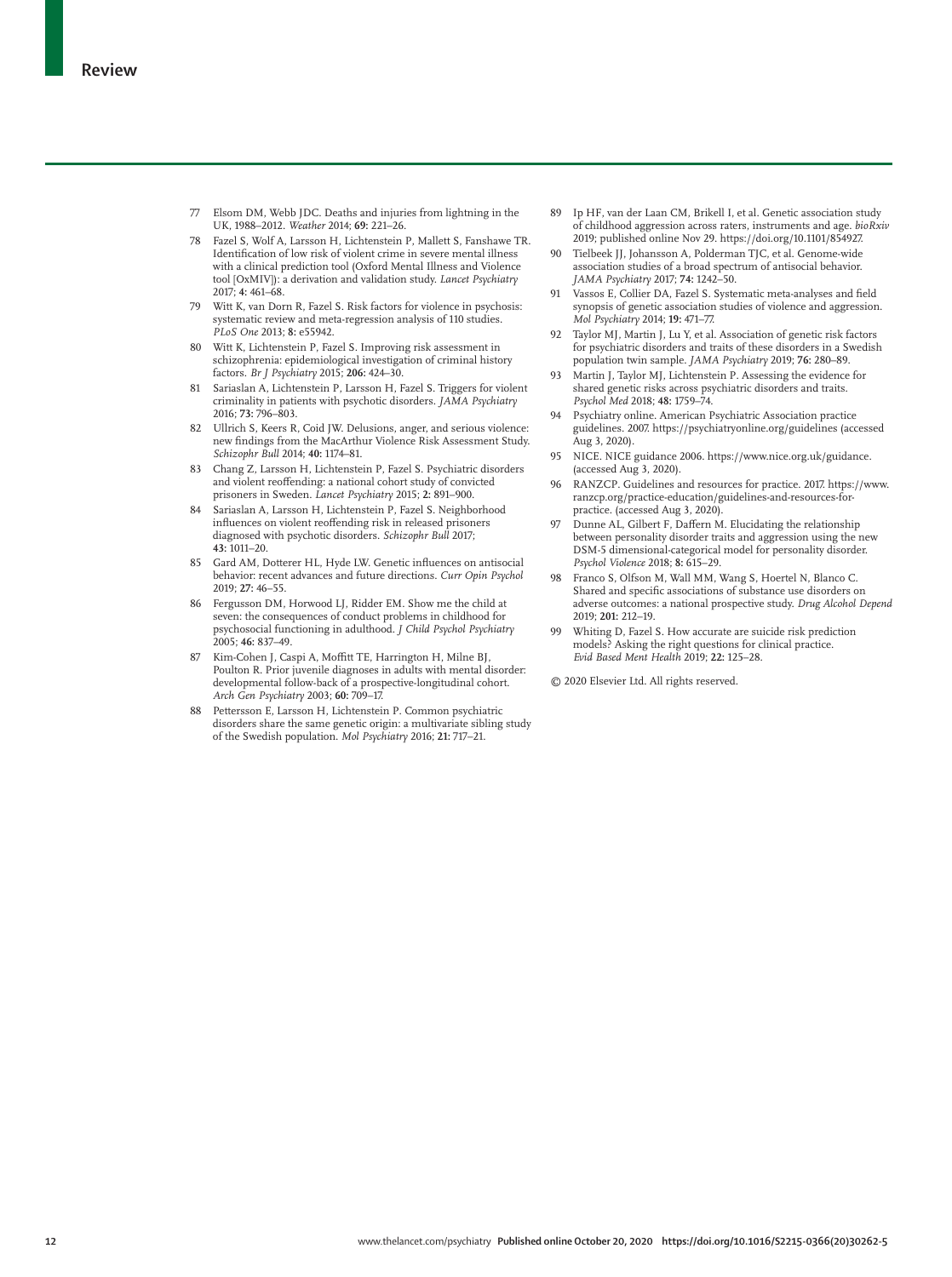77 Elsom DM, Webb JDC. Deaths and injuries from lightning in the UK, 1988–2012. *Weather* 2014; **69:** 221–26.

78 Fazel S, Wolf A, Larsson H, Lichtenstein P, Mallett S, Fanshawe TR. Identification of low risk of violent crime in severe mental illness with a clinical prediction tool (Oxford Mental Illness and Violence tool [OxMIV]): a derivation and validation study. *Lancet Psychiatry* 2017; **4:** 461–68.

79 Witt K, van Dorn R, Fazel S. Risk factors for violence in psychosis: systematic review and meta-regression analysis of 110 studies. *PLoS One* 2013; **8:** e55942.

80 Witt K, Lichtenstein P, Fazel S. Improving risk assessment in schizophrenia: epidemiological investigation of criminal history factors. *Br J Psychiatry* 2015; **206:** 424–30.

81 Sariaslan A, Lichtenstein P, Larsson H, Fazel S. Triggers for violent criminality in patients with psychotic disorders. *JAMA Psychiatry* 2016; **73:** 796–803.

82 Ullrich S, Keers R, Coid JW. Delusions, anger, and serious violence: new findings from the MacArthur Violence Risk Assessment Study. *Schizophr Bull* 2014; **40:** 1174–81.

83 Chang Z, Larsson H, Lichtenstein P, Fazel S. Psychiatric disorders and violent reoffending: a national cohort study of convicted prisoners in Sweden. *Lancet Psychiatry* 2015; **2:** 891–900.

84 Sariaslan A, Larsson H, Lichtenstein P, Fazel S. Neighborhood influences on violent reoffending risk in released prisoners diagnosed with psychotic disorders. *Schizophr Bull* 2017; **43:** 1011–20.

85 Gard AM, Dotterer HL, Hyde LW. Genetic influences on antisocial behavior: recent advances and future directions. *Curr Opin Psychol* 2019; **27:** 46–55.

86 Fergusson DM, Horwood LJ, Ridder EM. Show me the child at seven: the consequences of conduct problems in childhood for psychosocial functioning in adulthood. *J Child Psychol Psychiatry* 2005; **46:** 837–49.

87 Kim-Cohen J, Caspi A, Moffitt TE, Harrington H, Milne BJ, Poulton R. Prior juvenile diagnoses in adults with mental disorder: developmental follow-back of a prospective-longitudinal cohort. *Arch Gen Psychiatry* 2003; **60:** 709–17.

88 Pettersson E, Larsson H, Lichtenstein P. Common psychiatric disorders share the same genetic origin: a multivariate sibling study of the Swedish population. *Mol Psychiatry* 2016; **21:** 717–21.

89 Ip HF, van der Laan CM, Brikell I, et al. Genetic association study of childhood aggression across raters, instruments and age. *bioRxiv* 2019; published online Nov 29. https://doi.org/10.1101/854927.

90 Tielbeek JJ, Johansson A, Polderman TJC, et al. Genome-wide association studies of a broad spectrum of antisocial behavior. *JAMA Psychiatry* 2017; **74:** 1242–50.

91 Vassos E, Collier DA, Fazel S. Systematic meta-analyses and field synopsis of genetic association studies of violence and aggression. *Mol Psychiatry* 2014; **19:** 471–77.

92 Taylor MJ, Martin J, Lu Y, et al. Association of genetic risk factors for psychiatric disorders and traits of these disorders in a Swedish population twin sample. *JAMA Psychiatry* 2019; **76:** 280–89.

93 Martin J, Taylor MJ, Lichtenstein P. Assessing the evidence for shared genetic risks across psychiatric disorders and traits. *Psychol Med* 2018; **48:** 1759–74.

94 Psychiatry online. American Psychiatric Association practice guidelines. 2007. https://psychiatryonline.org/guidelines (accessed Aug 3, 2020).

95 NICE. NICE guidance 2006. https://www.nice.org.uk/guidance. (accessed Aug 3, 2020).

96 RANZCP. Guidelines and resources for practice. 2017. https://www.ranzcp.org/practice-education/guidelines-and-resources-for-practice. (accessed Aug 3, 2020).

97 Dunne AL, Gilbert F, Daffern M. Elucidating the relationship between personality disorder traits and aggression using the new DSM-5 dimensional-categorical model for personality disorder. *Psychol Violence* 2018; **8:** 615–29.

98 Franco S, Olfson M, Wall MM, Wang S, Hoertel N, Blanco C. Shared and specific associations of substance use disorders on adverse outcomes: a national prospective study. *Drug Alcohol Depend* 2019; **201:** 212–19.

99 Whiting D, Fazel S. How accurate are suicide risk prediction models? Asking the right questions for clinical practice. *Evid Based Ment Health* 2019; **22:** 125–28.

© 2020 Elsevier Ltd. All rights reserved.